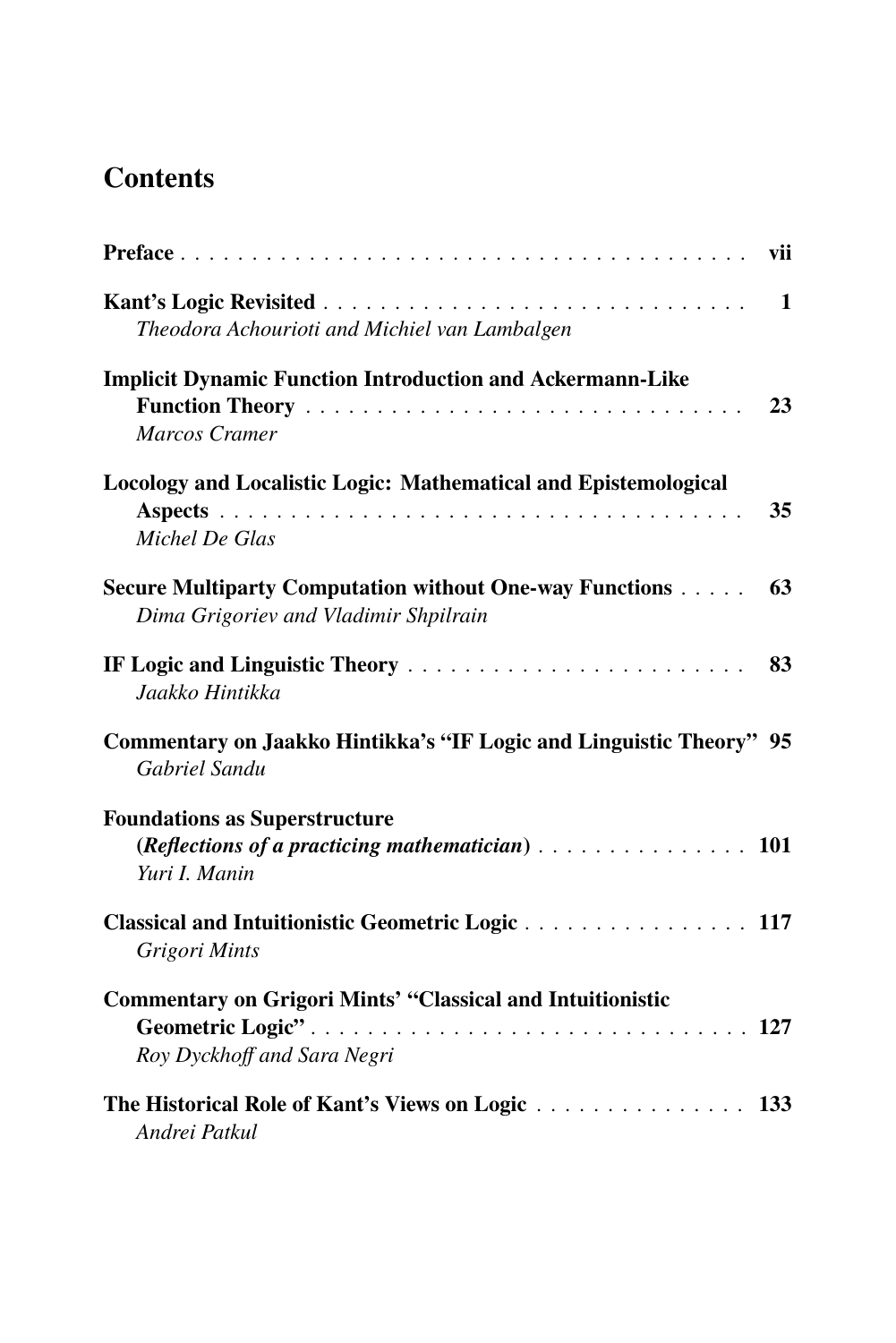# Contents

**Preface** . . . . . . . . . . . . . . . . . . . . . . . . . . . . . . . . . . . . . . . . vii

**Kant's Logic Revisited** . . . . . . . . . . . . . . . . . . . . . . . . . . . . . . 1
*Theodora Achourioti and Michiel van Lambalgen*

**Implicit Dynamic Function Introduction and Ackermann-Like Function Theory** . . . . . . . . . . . . . . . . . . . . . . . . . . . . . . 23
*Marcos Cramer*

**Locology and Localistic Logic: Mathematical and Epistemological Aspects** . . . . . . . . . . . . . . . . . . . . . . . . . . . . . . . . . . . 35
*Michel De Glas*

**Secure Multiparty Computation without One-way Functions** . . . . . 63
*Dima Grigoriev and Vladimir Shpilrain*

**IF Logic and Linguistic Theory** . . . . . . . . . . . . . . . . . . . . . . . . 83
*Jaakko Hintikka*

**Commentary on Jaakko Hintikka's "IF Logic and Linguistic Theory"** 95
*Gabriel Sandu*

**Foundations as Superstructure (*Reflections of a practicing mathematician*)** . . . . . . . . . . . . . . . 101
*Yuri I. Manin*

**Classical and Intuitionistic Geometric Logic** . . . . . . . . . . . . . . . . 117
*Grigori Mints*

**Commentary on Grigori Mints' "Classical and Intuitionistic Geometric Logic"** . . . . . . . . . . . . . . . . . . . . . . . . . . . . . . . 127
*Roy Dyckhoff and Sara Negri*

**The Historical Role of Kant's Views on Logic** . . . . . . . . . . . . . . . 133
*Andrei Patkul*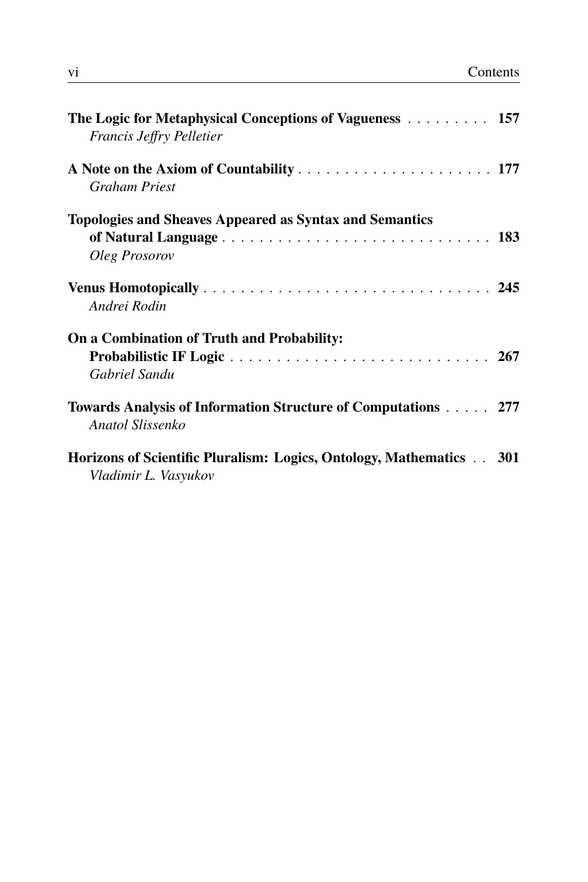**The Logic for Metaphysical Conceptions of Vagueness** . . . . . . . . . 157
*Francis Jeffry Pelletier*

**A Note on the Axiom of Countability** . . . . . . . . . . . . . . . . . . . . . . 177
*Graham Priest*

**Topologies and Sheaves Appeared as Syntax and Semantics of Natural Language** . . . . . . . . . . . . . . . . . . . . . . . . . . . . 183
*Oleg Prosorov*

**Venus Homotopically** . . . . . . . . . . . . . . . . . . . . . . . . . . . . . . . 245
*Andrei Rodin*

**On a Combination of Truth and Probability: Probabilistic IF Logic** . . . . . . . . . . . . . . . . . . . . . . . . . . . . 267
*Gabriel Sandu*

**Towards Analysis of Information Structure of Computations** . . . . . 277
*Anatol Slissenko*

**Horizons of Scientific Pluralism: Logics, Ontology, Mathematics** . . 301
*Vladimir L. Vasyukov*